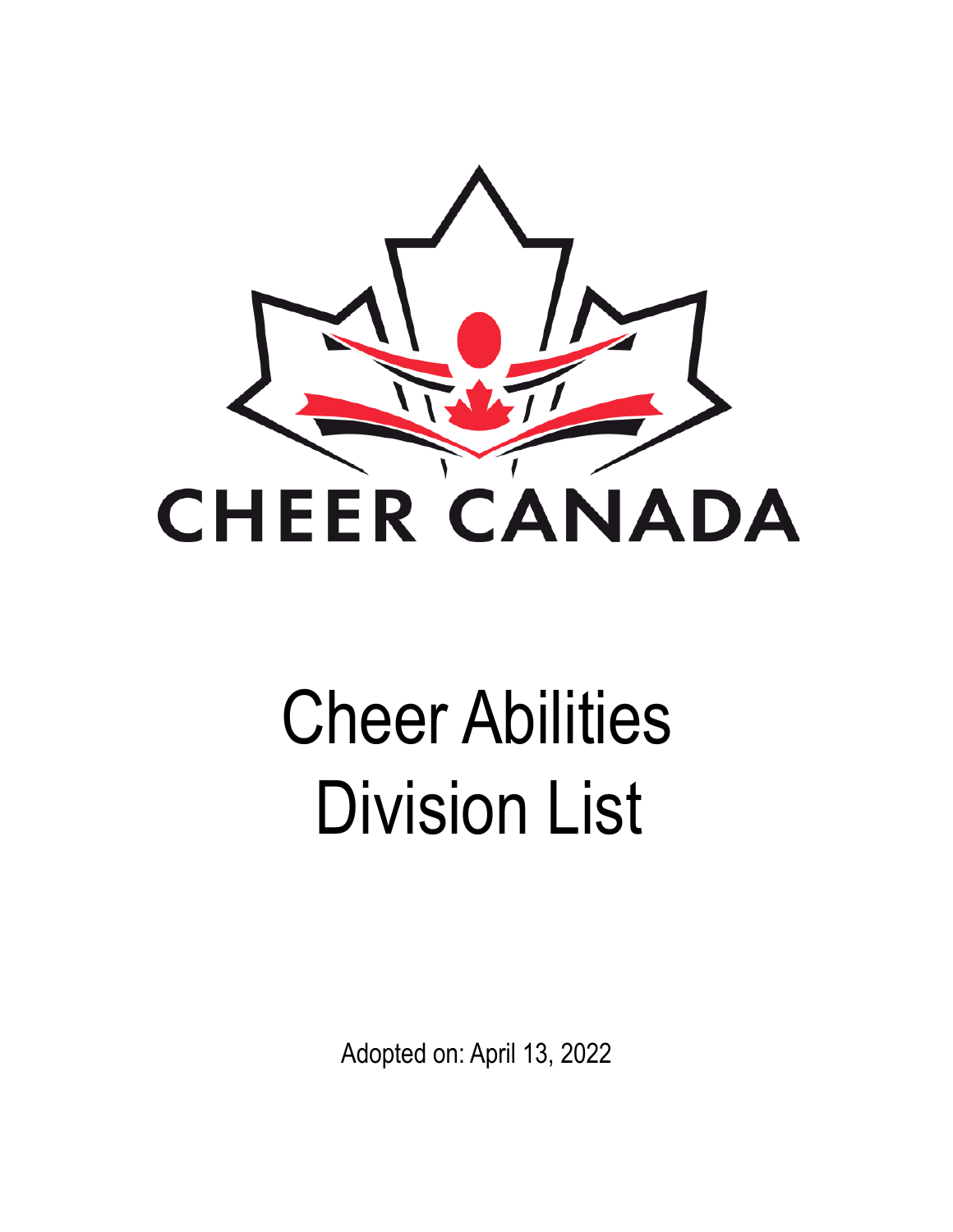CHEER CANADA

# Cheer Abilities Division List

Adopted on: April 13, 2022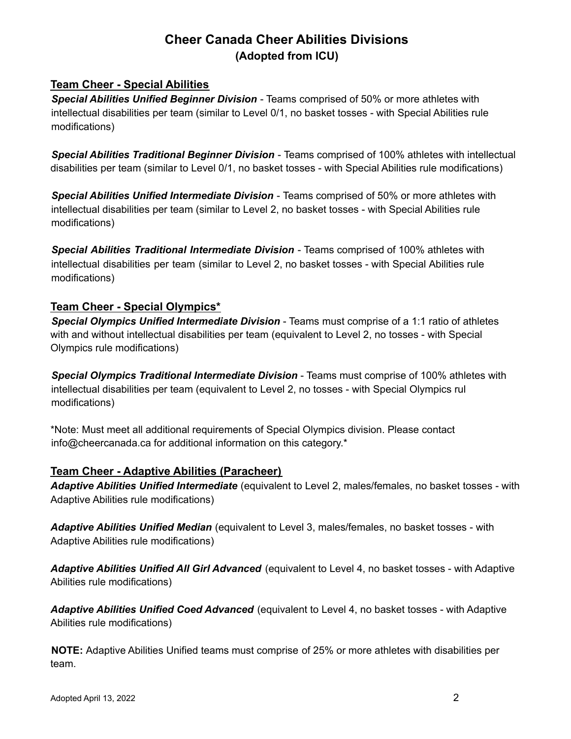# Cheer Canada Cheer Abilities Divisions
## (Adopted from ICU)

### Team Cheer - Special Abilities

***Special Abilities Unified Beginner Division*** - Teams comprised of 50% or more athletes with intellectual disabilities per team (similar to Level 0/1, no basket tosses - with Special Abilities rule modifications)

***Special Abilities Traditional Beginner Division*** - Teams comprised of 100% athletes with intellectual disabilities per team (similar to Level 0/1, no basket tosses - with Special Abilities rule modifications)

***Special Abilities Unified Intermediate Division*** - Teams comprised of 50% or more athletes with intellectual disabilities per team (similar to Level 2, no basket tosses - with Special Abilities rule modifications)

***Special Abilities Traditional Intermediate Division*** - Teams comprised of 100% athletes with intellectual disabilities per team (similar to Level 2, no basket tosses - with Special Abilities rule modifications)

### Team Cheer - Special Olympics*

***Special Olympics Unified Intermediate Division*** - Teams must comprise of a 1:1 ratio of athletes with and without intellectual disabilities per team (equivalent to Level 2, no tosses - with Special Olympics rule modifications)

***Special Olympics Traditional Intermediate Division*** - Teams must comprise of 100% athletes with intellectual disabilities per team (equivalent to Level 2, no tosses - with Special Olympics rul modifications)

*Note: Must meet all additional requirements of Special Olympics division. Please contact info@cheercanada.ca for additional information on this category.*

### Team Cheer - Adaptive Abilities (Paracheer)

***Adaptive Abilities Unified Intermediate*** (equivalent to Level 2, males/females, no basket tosses - with Adaptive Abilities rule modifications)

***Adaptive Abilities Unified Median*** (equivalent to Level 3, males/females, no basket tosses - with Adaptive Abilities rule modifications)

***Adaptive Abilities Unified All Girl Advanced*** (equivalent to Level 4, no basket tosses - with Adaptive Abilities rule modifications)

***Adaptive Abilities Unified Coed Advanced*** (equivalent to Level 4, no basket tosses - with Adaptive Abilities rule modifications)

**NOTE:** Adaptive Abilities Unified teams must comprise of 25% or more athletes with disabilities per team.

Adopted April 13, 2022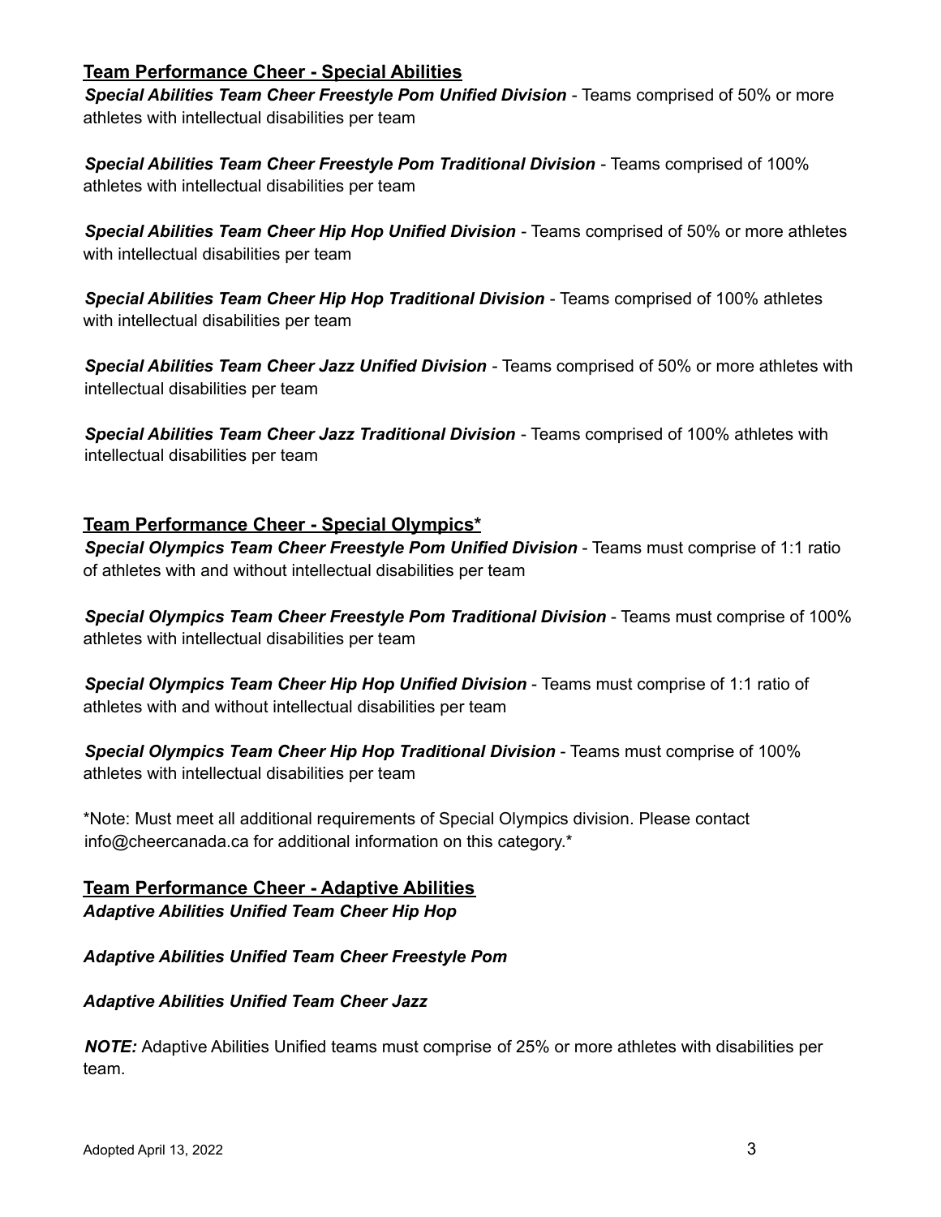## Team Performance Cheer - Special Abilities

***Special Abilities Team Cheer Freestyle Pom Unified Division*** - Teams comprised of 50% or more athletes with intellectual disabilities per team

***Special Abilities Team Cheer Freestyle Pom Traditional Division*** - Teams comprised of 100% athletes with intellectual disabilities per team

***Special Abilities Team Cheer Hip Hop Unified Division*** - Teams comprised of 50% or more athletes with intellectual disabilities per team

***Special Abilities Team Cheer Hip Hop Traditional Division*** - Teams comprised of 100% athletes with intellectual disabilities per team

***Special Abilities Team Cheer Jazz Unified Division*** - Teams comprised of 50% or more athletes with intellectual disabilities per team

***Special Abilities Team Cheer Jazz Traditional Division*** - Teams comprised of 100% athletes with intellectual disabilities per team

## Team Performance Cheer - Special Olympics*

***Special Olympics Team Cheer Freestyle Pom Unified Division*** - Teams must comprise of 1:1 ratio of athletes with and without intellectual disabilities per team

***Special Olympics Team Cheer Freestyle Pom Traditional Division*** - Teams must comprise of 100% athletes with intellectual disabilities per team

***Special Olympics Team Cheer Hip Hop Unified Division*** - Teams must comprise of 1:1 ratio of athletes with and without intellectual disabilities per team

***Special Olympics Team Cheer Hip Hop Traditional Division*** - Teams must comprise of 100% athletes with intellectual disabilities per team

*Note: Must meet all additional requirements of Special Olympics division. Please contact info@cheercanada.ca for additional information on this category.*

## Team Performance Cheer - Adaptive Abilities

***Adaptive Abilities Unified Team Cheer Hip Hop***

***Adaptive Abilities Unified Team Cheer Freestyle Pom***

***Adaptive Abilities Unified Team Cheer Jazz***

***NOTE:*** Adaptive Abilities Unified teams must comprise of 25% or more athletes with disabilities per team.

Adopted April 13, 2022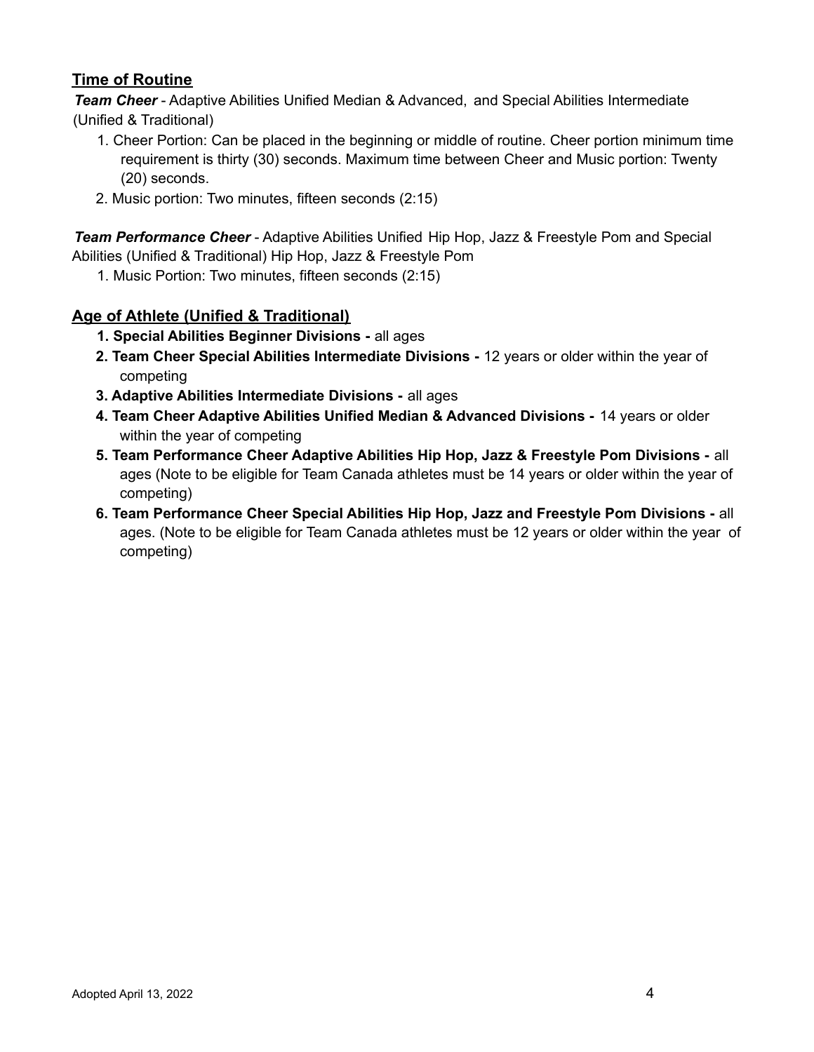## Time of Routine

***Team Cheer*** - Adaptive Abilities Unified Median & Advanced, and Special Abilities Intermediate (Unified & Traditional)

1. Cheer Portion: Can be placed in the beginning or middle of routine. Cheer portion minimum time requirement is thirty (30) seconds. Maximum time between Cheer and Music portion: Twenty (20) seconds.
2. Music portion: Two minutes, fifteen seconds (2:15)

***Team Performance Cheer*** - Adaptive Abilities Unified Hip Hop, Jazz & Freestyle Pom and Special Abilities (Unified & Traditional) Hip Hop, Jazz & Freestyle Pom

1. Music Portion: Two minutes, fifteen seconds (2:15)

## Age of Athlete (Unified & Traditional)

1. **Special Abilities Beginner Divisions -** all ages
2. **Team Cheer Special Abilities Intermediate Divisions -** 12 years or older within the year of competing
3. **Adaptive Abilities Intermediate Divisions -** all ages
4. **Team Cheer Adaptive Abilities Unified Median & Advanced Divisions -** 14 years or older within the year of competing
5. **Team Performance Cheer Adaptive Abilities Hip Hop, Jazz & Freestyle Pom Divisions -** all ages (Note to be eligible for Team Canada athletes must be 14 years or older within the year of competing)
6. **Team Performance Cheer Special Abilities Hip Hop, Jazz and Freestyle Pom Divisions -** all ages. (Note to be eligible for Team Canada athletes must be 12 years or older within the year of competing)

Adopted April 13, 2022